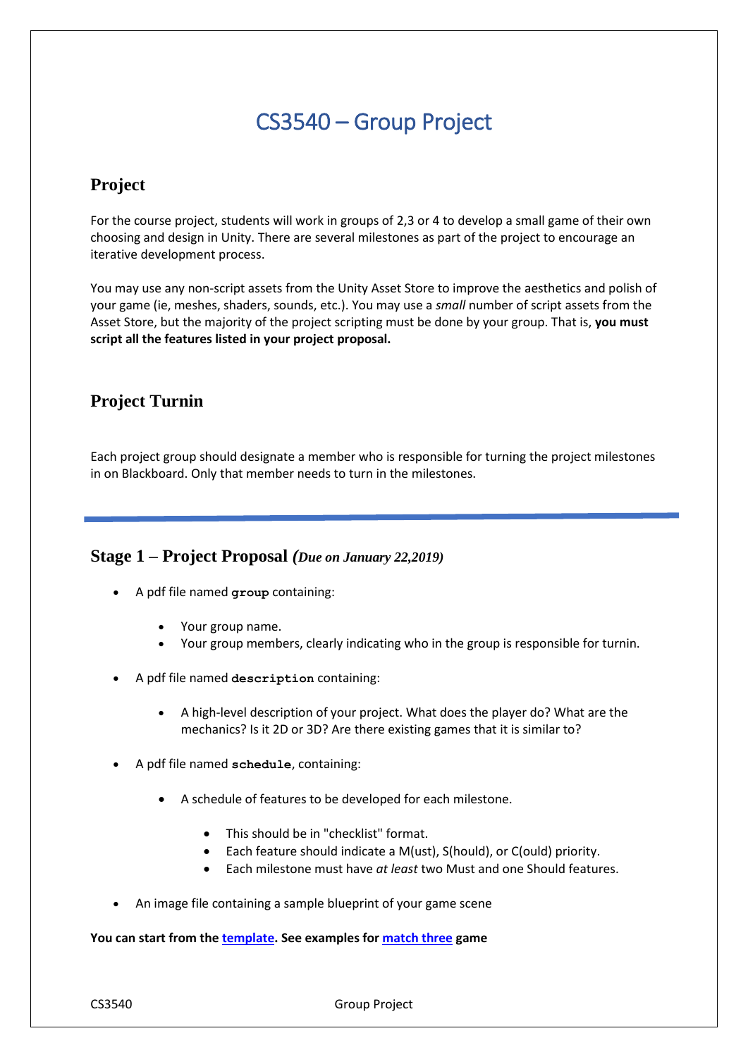# CS3540 – Group Project

## Project

For the course project, students will work in groups of 2,3 or 4 to develop a small game of their own choosing and design in Unity. There are several milestones as part of the project to encourage an iterative development process.

You may use any non-script assets from the Unity Asset Store to improve the aesthetics and polish of your game (ie, meshes, shaders, sounds, etc.). You may use a *small* number of script assets from the Asset Store, but the majority of the project scripting must be done by your group. That is, **you must script all the features listed in your project proposal.**

## Project Turnin

Each project group should designate a member who is responsible for turning the project milestones in on Blackboard. Only that member needs to turn in the milestones.

---

## Stage 1 – Project Proposal *(Due on January 22,2019)*

- A pdf file named **`group`** containing:
  - Your group name.
  - Your group members, clearly indicating who in the group is responsible for turnin.
- A pdf file named **`description`** containing:
  - A high-level description of your project. What does the player do? What are the mechanics? Is it 2D or 3D? Are there existing games that it is similar to?
- A pdf file named **`schedule`**, containing:
  - A schedule of features to be developed for each milestone.
    - This should be in "checklist" format.
    - Each feature should indicate a M(ust), S(hould), or C(ould) priority.
    - Each milestone must have *at least* two Must and one Should features.
- An image file containing a sample blueprint of your game scene

**You can start from the template. See examples for match three game**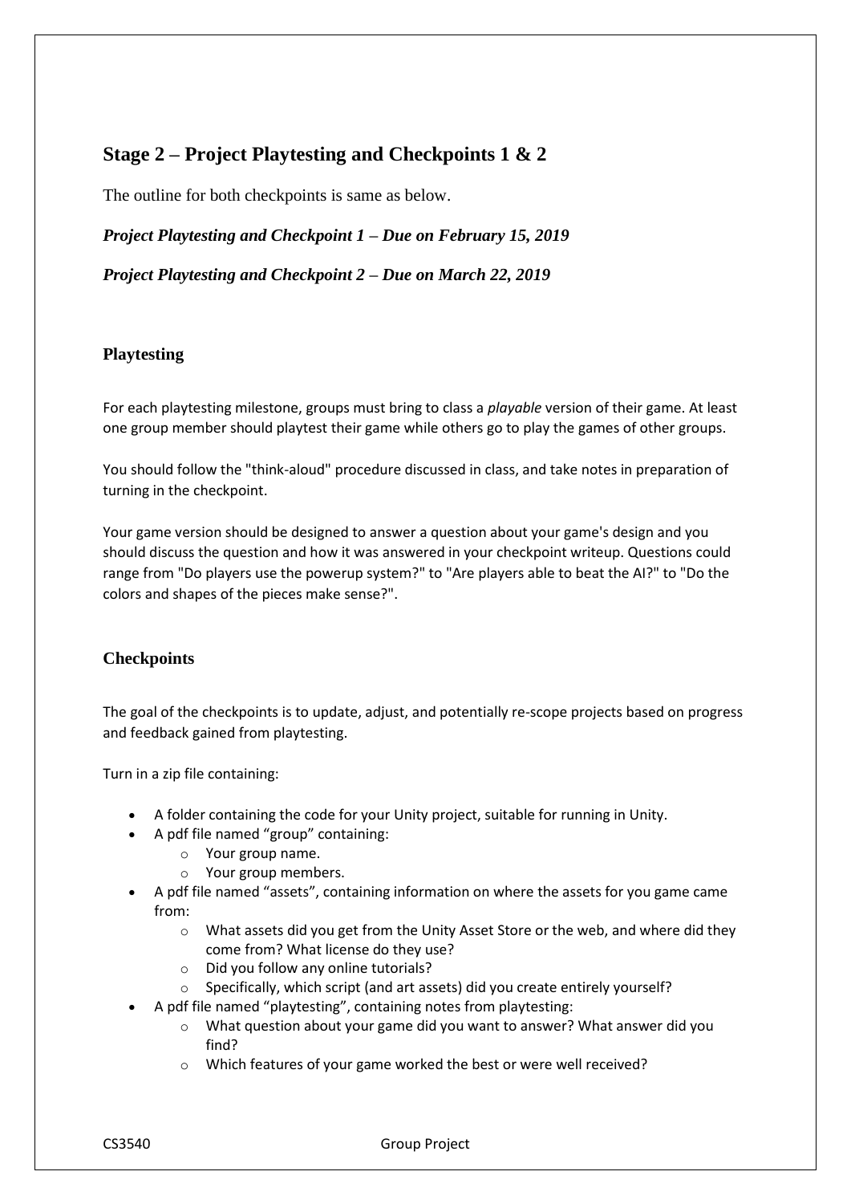## Stage 2 – Project Playtesting and Checkpoints 1 & 2

The outline for both checkpoints is same as below.

***Project Playtesting and Checkpoint 1 – Due on February 15, 2019***

***Project Playtesting and Checkpoint 2 – Due on March 22, 2019***

### Playtesting

For each playtesting milestone, groups must bring to class a *playable* version of their game. At least one group member should playtest their game while others go to play the games of other groups.

You should follow the "think-aloud" procedure discussed in class, and take notes in preparation of turning in the checkpoint.

Your game version should be designed to answer a question about your game's design and you should discuss the question and how it was answered in your checkpoint writeup. Questions could range from "Do players use the powerup system?" to "Are players able to beat the AI?" to "Do the colors and shapes of the pieces make sense?".

### Checkpoints

The goal of the checkpoints is to update, adjust, and potentially re-scope projects based on progress and feedback gained from playtesting.

Turn in a zip file containing:

- A folder containing the code for your Unity project, suitable for running in Unity.
- A pdf file named "group" containing:
  - Your group name.
  - Your group members.
- A pdf file named "assets", containing information on where the assets for you game came from:
  - What assets did you get from the Unity Asset Store or the web, and where did they come from? What license do they use?
  - Did you follow any online tutorials?
  - Specifically, which script (and art assets) did you create entirely yourself?
- A pdf file named "playtesting", containing notes from playtesting:
  - What question about your game did you want to answer? What answer did you find?
  - Which features of your game worked the best or were well received?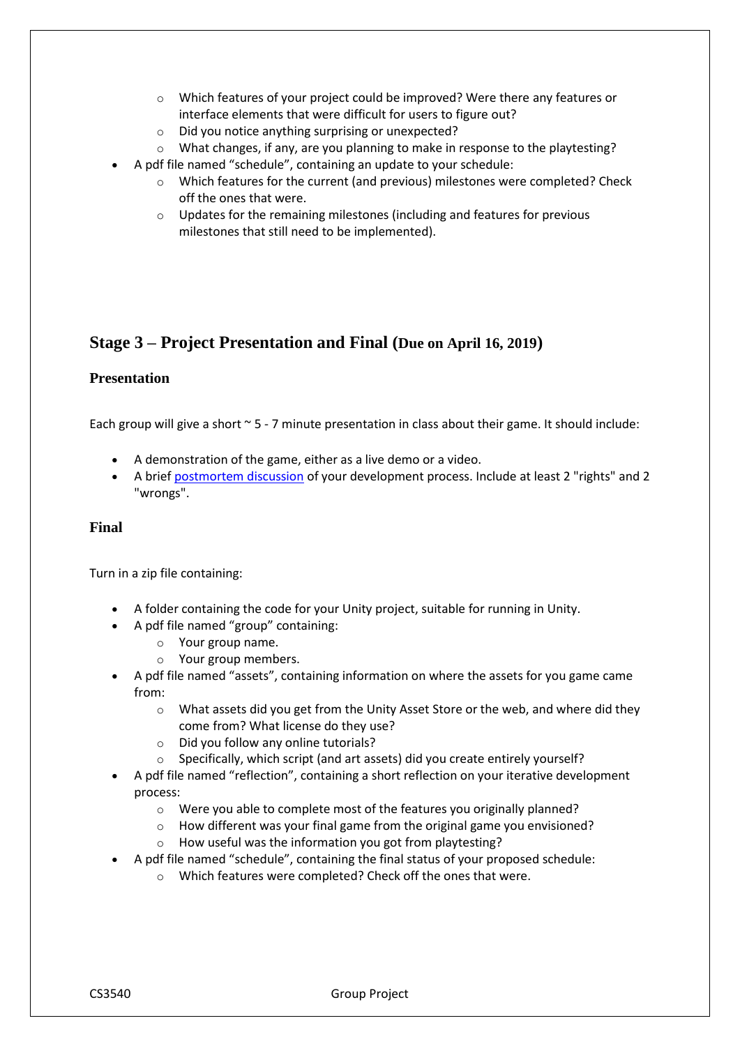- Which features of your project could be improved? Were there any features or interface elements that were difficult for users to figure out?
   - Did you notice anything surprising or unexpected?
   - What changes, if any, are you planning to make in response to the playtesting?
- A pdf file named "schedule", containing an update to your schedule:
   - Which features for the current (and previous) milestones were completed? Check off the ones that were.
   - Updates for the remaining milestones (including and features for previous milestones that still need to be implemented).

## Stage 3 – Project Presentation and Final (Due on April 16, 2019)

### Presentation

Each group will give a short ~ 5 - 7 minute presentation in class about their game. It should include:

- A demonstration of the game, either as a live demo or a video.
- A brief postmortem discussion of your development process. Include at least 2 "rights" and 2 "wrongs".

### Final

Turn in a zip file containing:

- A folder containing the code for your Unity project, suitable for running in Unity.
- A pdf file named "group" containing:
   - Your group name.
   - Your group members.
- A pdf file named "assets", containing information on where the assets for you game came from:
   - What assets did you get from the Unity Asset Store or the web, and where did they come from? What license do they use?
   - Did you follow any online tutorials?
   - Specifically, which script (and art assets) did you create entirely yourself?
- A pdf file named "reflection", containing a short reflection on your iterative development process:
   - Were you able to complete most of the features you originally planned?
   - How different was your final game from the original game you envisioned?
   - How useful was the information you got from playtesting?
- A pdf file named "schedule", containing the final status of your proposed schedule:
   - Which features were completed? Check off the ones that were.